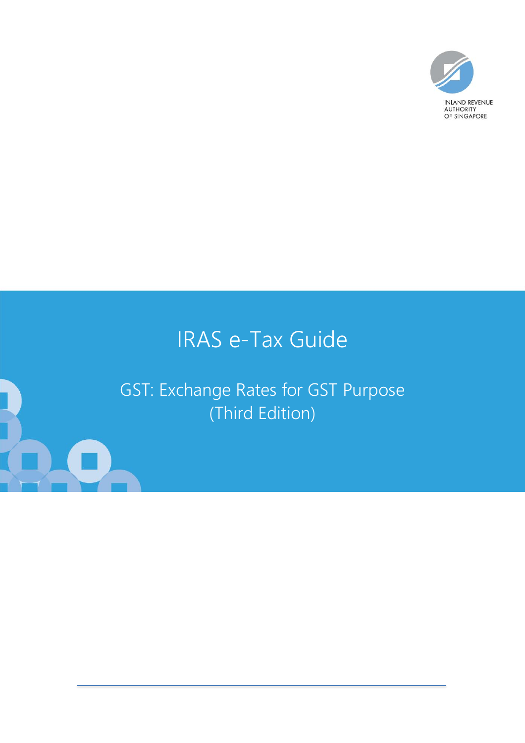INLAND REVENUE AUTHORITY OF SINGAPORE

# IRAS e-Tax Guide

## GST: Exchange Rates for GST Purpose (Third Edition)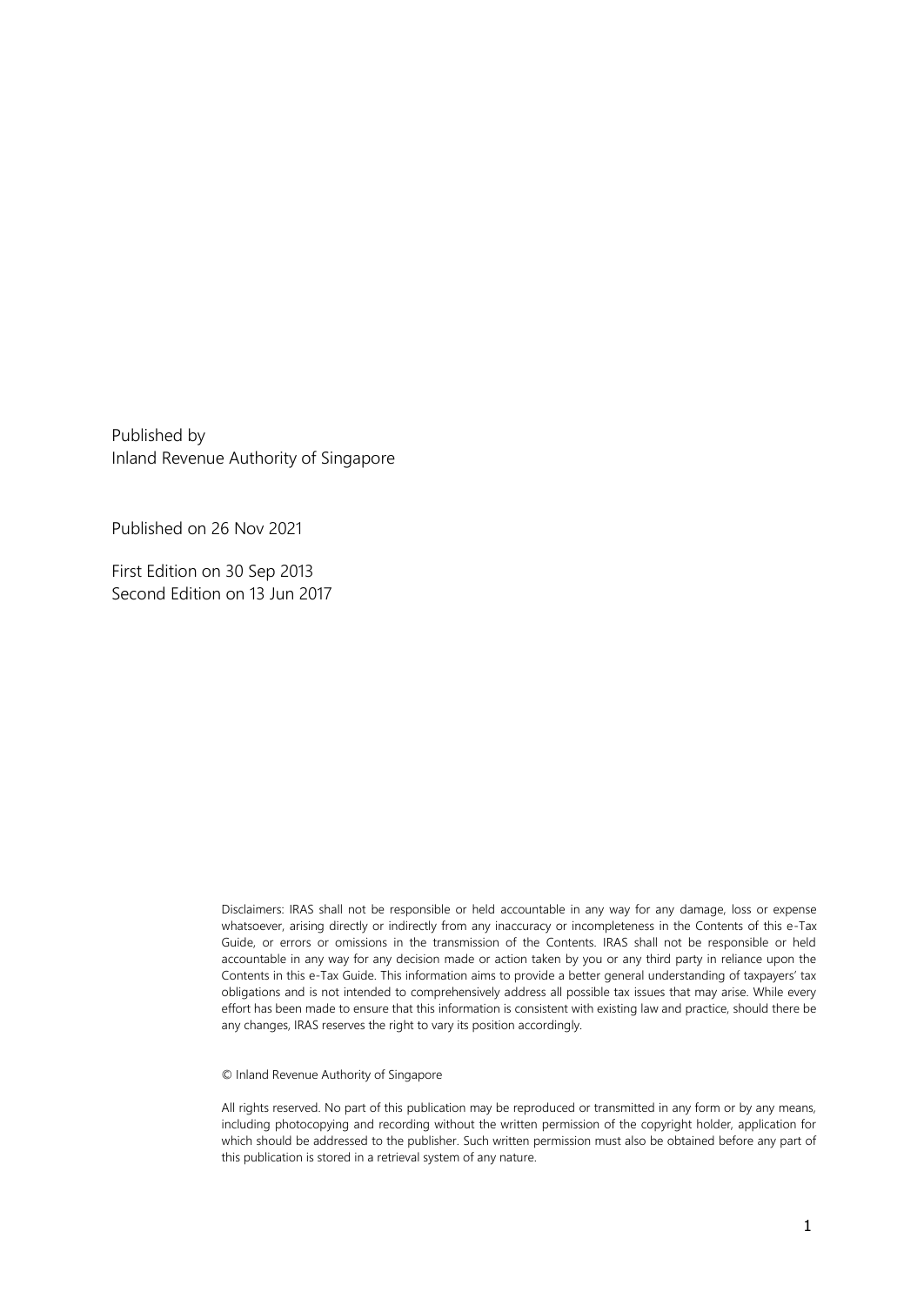Published by
Inland Revenue Authority of Singapore

Published on 26 Nov 2021

First Edition on 30 Sep 2013
Second Edition on 13 Jun 2017

Disclaimers: IRAS shall not be responsible or held accountable in any way for any damage, loss or expense whatsoever, arising directly or indirectly from any inaccuracy or incompleteness in the Contents of this e-Tax Guide, or errors or omissions in the transmission of the Contents. IRAS shall not be responsible or held accountable in any way for any decision made or action taken by you or any third party in reliance upon the Contents in this e-Tax Guide. This information aims to provide a better general understanding of taxpayers' tax obligations and is not intended to comprehensively address all possible tax issues that may arise. While every effort has been made to ensure that this information is consistent with existing law and practice, should there be any changes, IRAS reserves the right to vary its position accordingly.

© Inland Revenue Authority of Singapore

All rights reserved. No part of this publication may be reproduced or transmitted in any form or by any means, including photocopying and recording without the written permission of the copyright holder, application for which should be addressed to the publisher. Such written permission must also be obtained before any part of this publication is stored in a retrieval system of any nature.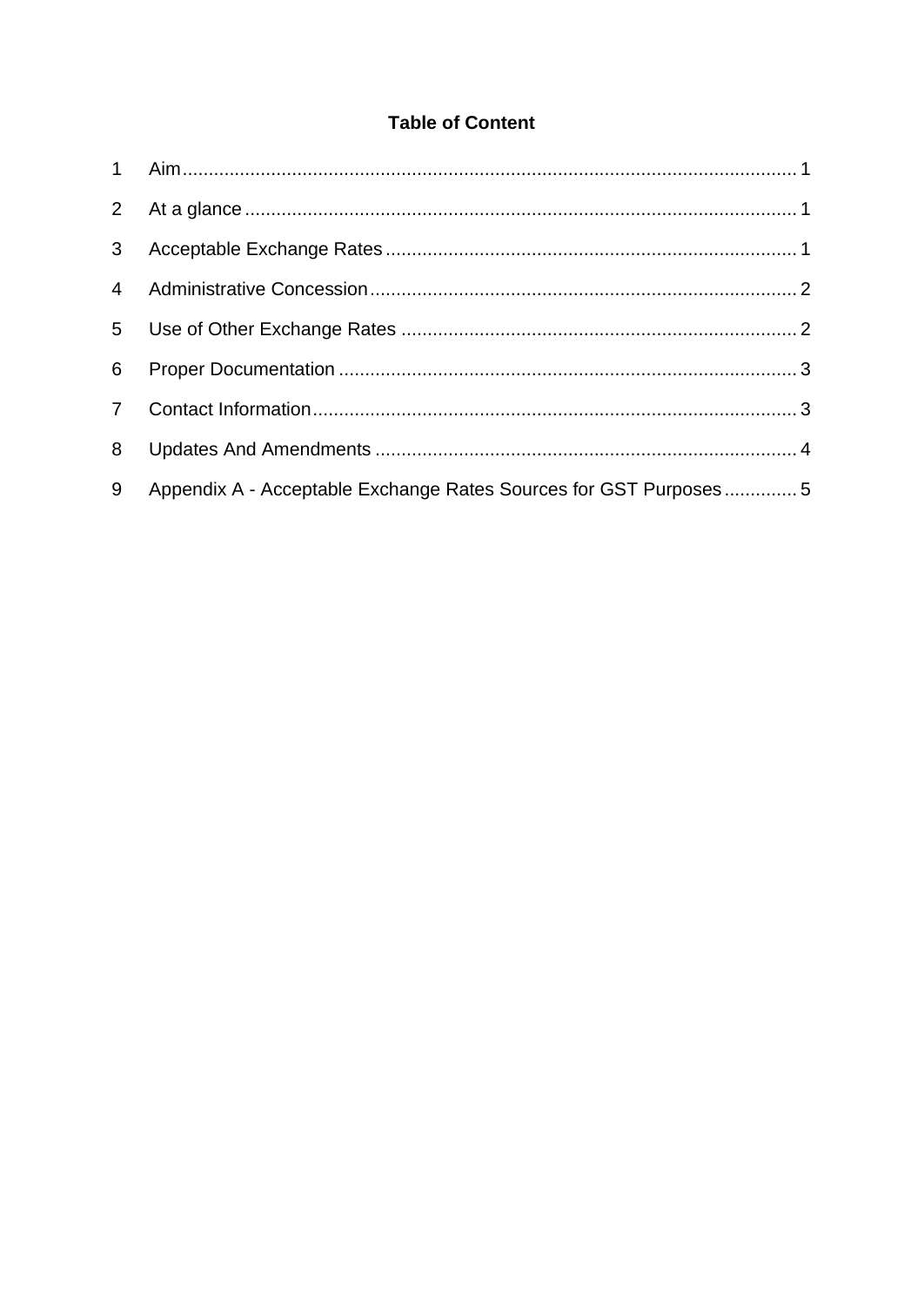## Table of Content

1 Aim ..................................................................................................................... 1

2 At a glance ......................................................................................................... 1

3 Acceptable Exchange Rates .............................................................................. 1

4 Administrative Concession ................................................................................. 2

5 Use of Other Exchange Rates ........................................................................... 2

6 Proper Documentation ....................................................................................... 3

7 Contact Information ............................................................................................ 3

8 Updates And Amendments ................................................................................ 4

9 Appendix A - Acceptable Exchange Rates Sources for GST Purposes ............. 5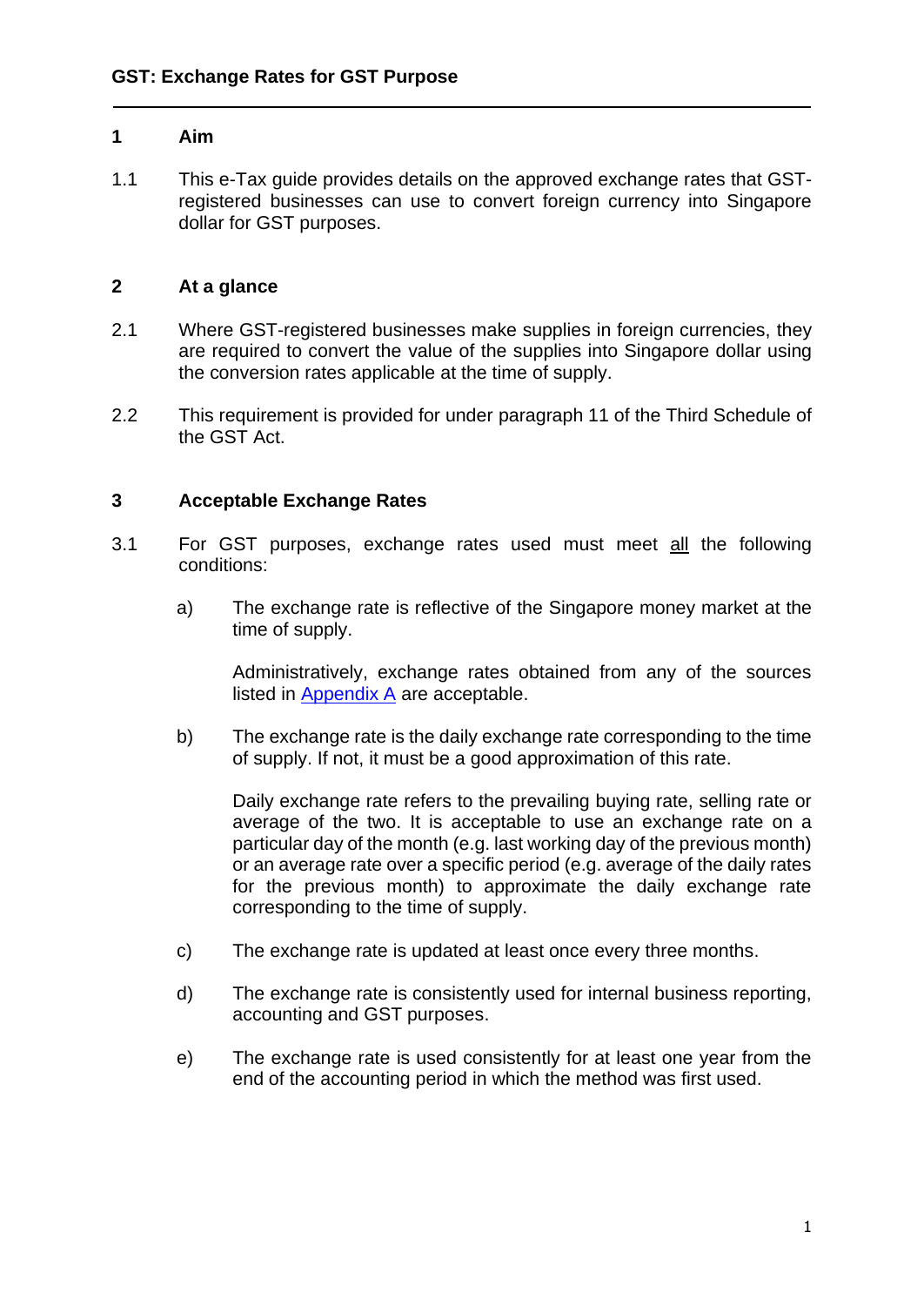**GST: Exchange Rates for GST Purpose**

## 1 Aim

1.1 This e-Tax guide provides details on the approved exchange rates that GST-registered businesses can use to convert foreign currency into Singapore dollar for GST purposes.

## 2 At a glance

2.1 Where GST-registered businesses make supplies in foreign currencies, they are required to convert the value of the supplies into Singapore dollar using the conversion rates applicable at the time of supply.

2.2 This requirement is provided for under paragraph 11 of the Third Schedule of the GST Act.

## 3 Acceptable Exchange Rates

3.1 For GST purposes, exchange rates used must meet all the following conditions:

a) The exchange rate is reflective of the Singapore money market at the time of supply.

   Administratively, exchange rates obtained from any of the sources listed in Appendix A are acceptable.

b) The exchange rate is the daily exchange rate corresponding to the time of supply. If not, it must be a good approximation of this rate.

   Daily exchange rate refers to the prevailing buying rate, selling rate or average of the two. It is acceptable to use an exchange rate on a particular day of the month (e.g. last working day of the previous month) or an average rate over a specific period (e.g. average of the daily rates for the previous month) to approximate the daily exchange rate corresponding to the time of supply.

c) The exchange rate is updated at least once every three months.

d) The exchange rate is consistently used for internal business reporting, accounting and GST purposes.

e) The exchange rate is used consistently for at least one year from the end of the accounting period in which the method was first used.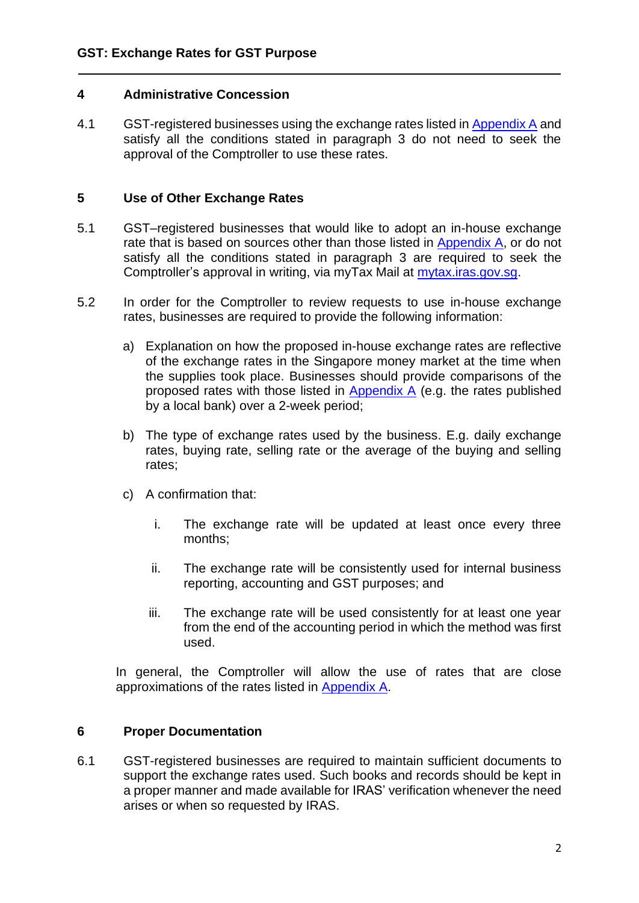## 4 Administrative Concession

4.1 GST-registered businesses using the exchange rates listed in Appendix A and satisfy all the conditions stated in paragraph 3 do not need to seek the approval of the Comptroller to use these rates.

## 5 Use of Other Exchange Rates

5.1 GST–registered businesses that would like to adopt an in-house exchange rate that is based on sources other than those listed in Appendix A, or do not satisfy all the conditions stated in paragraph 3 are required to seek the Comptroller's approval in writing, via myTax Mail at mytax.iras.gov.sg.

5.2 In order for the Comptroller to review requests to use in-house exchange rates, businesses are required to provide the following information:

a) Explanation on how the proposed in-house exchange rates are reflective of the exchange rates in the Singapore money market at the time when the supplies took place. Businesses should provide comparisons of the proposed rates with those listed in Appendix A (e.g. the rates published by a local bank) over a 2-week period;

b) The type of exchange rates used by the business. E.g. daily exchange rates, buying rate, selling rate or the average of the buying and selling rates;

c) A confirmation that:

   i. The exchange rate will be updated at least once every three months;

   ii. The exchange rate will be consistently used for internal business reporting, accounting and GST purposes; and

   iii. The exchange rate will be used consistently for at least one year from the end of the accounting period in which the method was first used.

In general, the Comptroller will allow the use of rates that are close approximations of the rates listed in Appendix A.

## 6 Proper Documentation

6.1 GST-registered businesses are required to maintain sufficient documents to support the exchange rates used. Such books and records should be kept in a proper manner and made available for IRAS' verification whenever the need arises or when so requested by IRAS.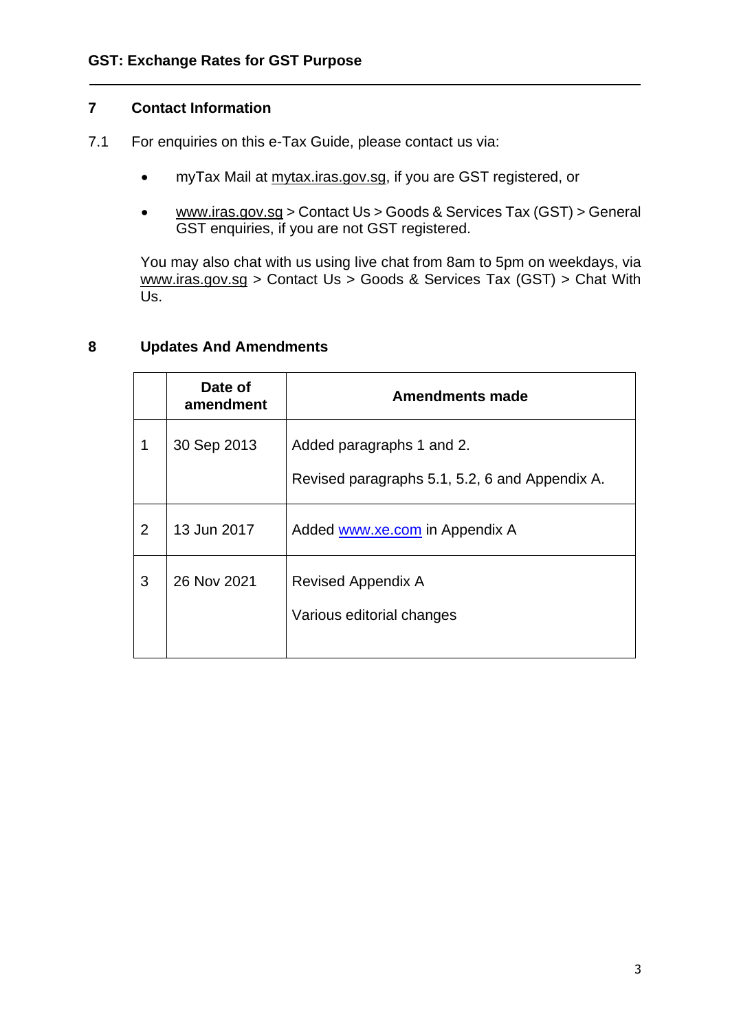## 7 Contact Information

7.1 For enquiries on this e-Tax Guide, please contact us via:

- myTax Mail at mytax.iras.gov.sg, if you are GST registered, or
- www.iras.gov.sg > Contact Us > Goods & Services Tax (GST) > General GST enquiries, if you are not GST registered.

You may also chat with us using live chat from 8am to 5pm on weekdays, via www.iras.gov.sg > Contact Us > Goods & Services Tax (GST) > Chat With Us.

## 8 Updates And Amendments

| | Date of amendment | Amendments made |
|---|---|---|
| 1 | 30 Sep 2013 | Added paragraphs 1 and 2.<br><br>Revised paragraphs 5.1, 5.2, 6 and Appendix A. |
| 2 | 13 Jun 2017 | Added www.xe.com in Appendix A |
| 3 | 26 Nov 2021 | Revised Appendix A<br><br>Various editorial changes |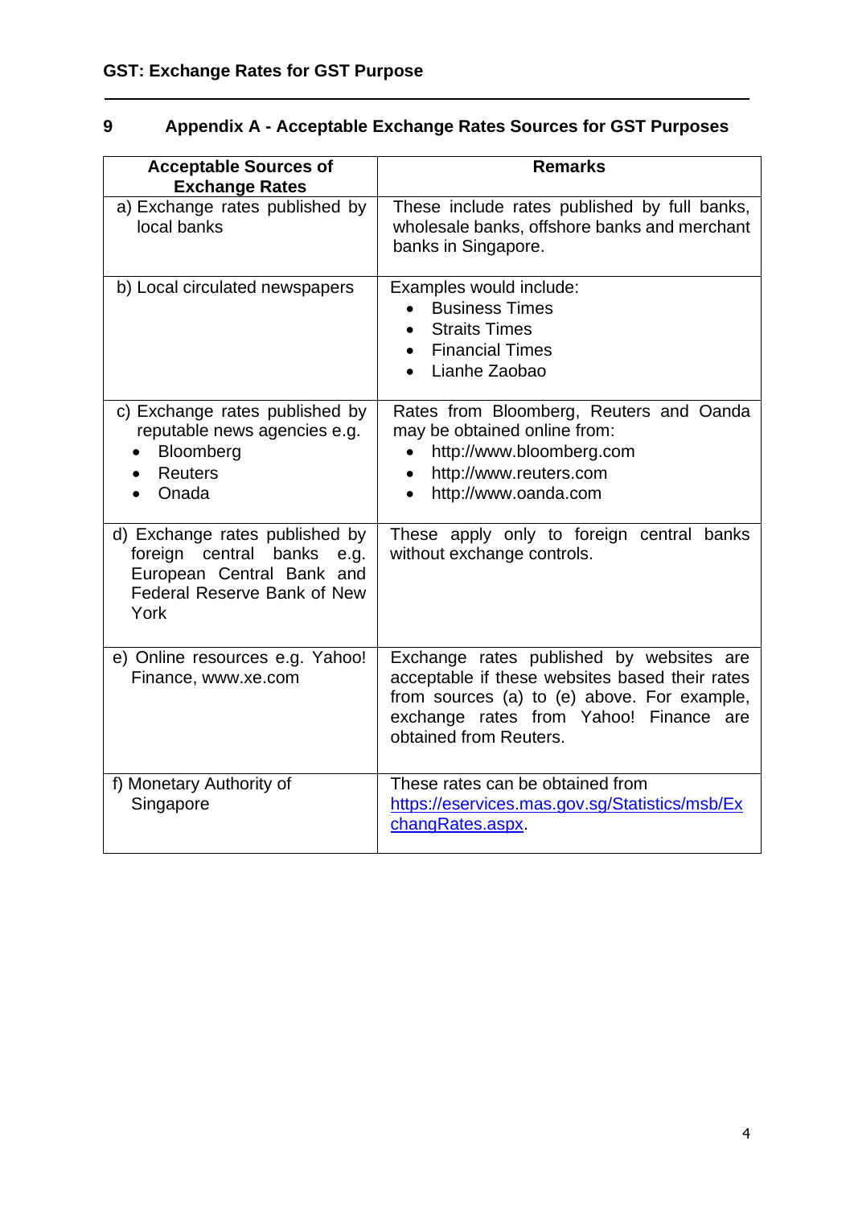## 9 Appendix A - Acceptable Exchange Rates Sources for GST Purposes

| Acceptable Sources of Exchange Rates | Remarks |
|---|---|
| a) Exchange rates published by local banks | These include rates published by full banks, wholesale banks, offshore banks and merchant banks in Singapore. |
| b) Local circulated newspapers | Examples would include:<br>• Business Times<br>• Straits Times<br>• Financial Times<br>• Lianhe Zaobao |
| c) Exchange rates published by reputable news agencies e.g.<br>• Bloomberg<br>• Reuters<br>• Onada | Rates from Bloomberg, Reuters and Oanda may be obtained online from:<br>• http://www.bloomberg.com<br>• http://www.reuters.com<br>• http://www.oanda.com |
| d) Exchange rates published by foreign central banks e.g. European Central Bank and Federal Reserve Bank of New York | These apply only to foreign central banks without exchange controls. |
| e) Online resources e.g. Yahoo! Finance, www.xe.com | Exchange rates published by websites are acceptable if these websites based their rates from sources (a) to (e) above. For example, exchange rates from Yahoo! Finance are obtained from Reuters. |
| f) Monetary Authority of Singapore | These rates can be obtained from https://eservices.mas.gov.sg/Statistics/msb/ExchangRates.aspx. |